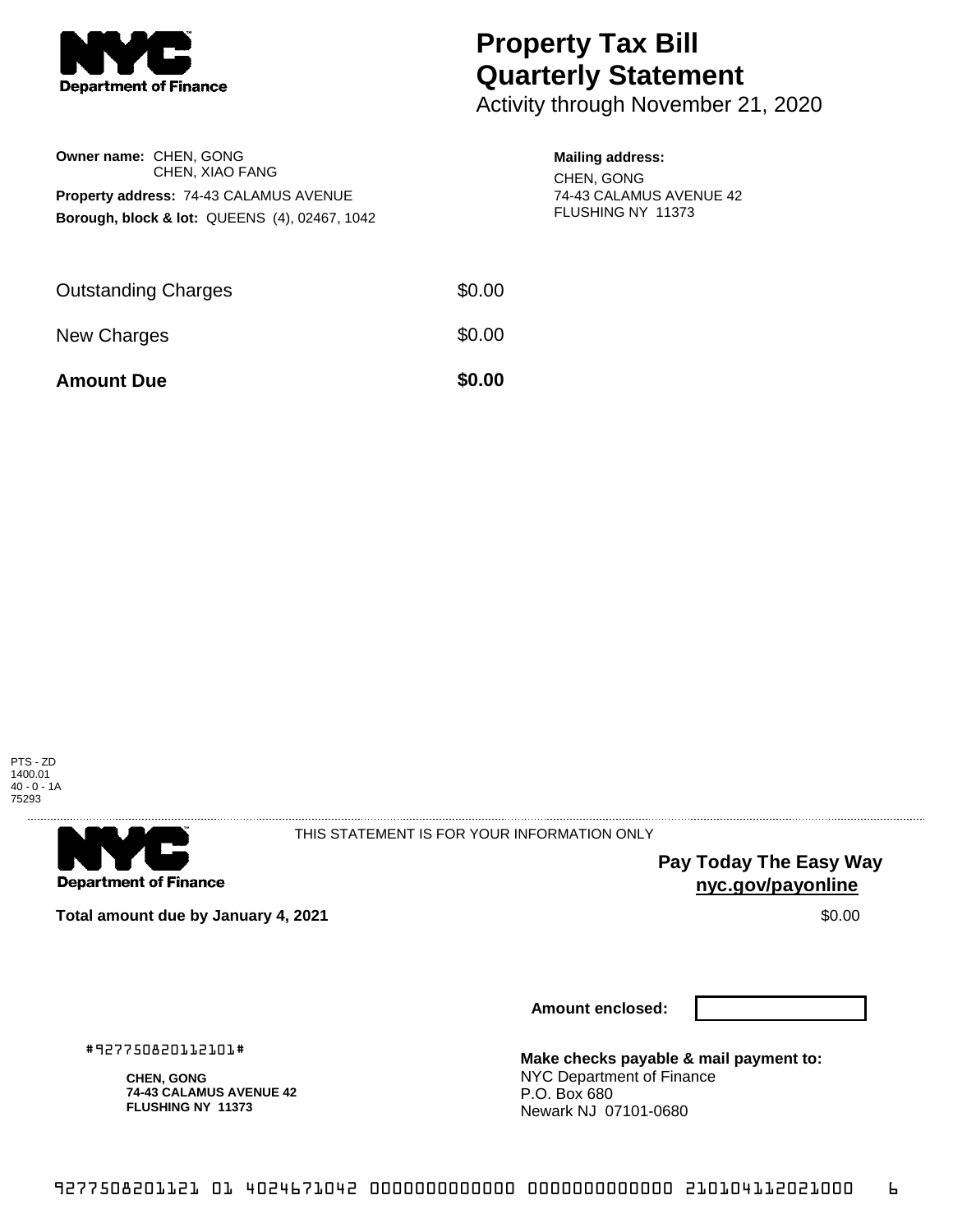Department of Finance

# Property Tax Bill Quarterly Statement

Activity through November 21, 2020

**Owner name:** CHEN, GONG
CHEN, XIAO FANG

**Property address:** 74-43 CALAMUS AVENUE

**Borough, block & lot:** QUEENS (4), 02467, 1042

**Mailing address:**
CHEN, GONG
74-43 CALAMUS AVENUE 42
FLUSHING NY 11373

| | |
|---|---|
| Outstanding Charges | $0.00 |
| New Charges | $0.00 |
| **Amount Due** | **$0.00** |

PTS - ZD
1400.01
40 - 0 - 1A
75293

Department of Finance

THIS STATEMENT IS FOR YOUR INFORMATION ONLY

**Pay Today The Easy Way**
**nyc.gov/payonline**

**Total amount due by January 4, 2021** $0.00

**Amount enclosed:**

#927750820112101#

**CHEN, GONG**
**74-43 CALAMUS AVENUE 42**
**FLUSHING NY 11373**

**Make checks payable & mail payment to:**
NYC Department of Finance
P.O. Box 680
Newark NJ 07101-0680

9277508201121 01 4024671042 0000000000000 0000000000000 210104112021000 6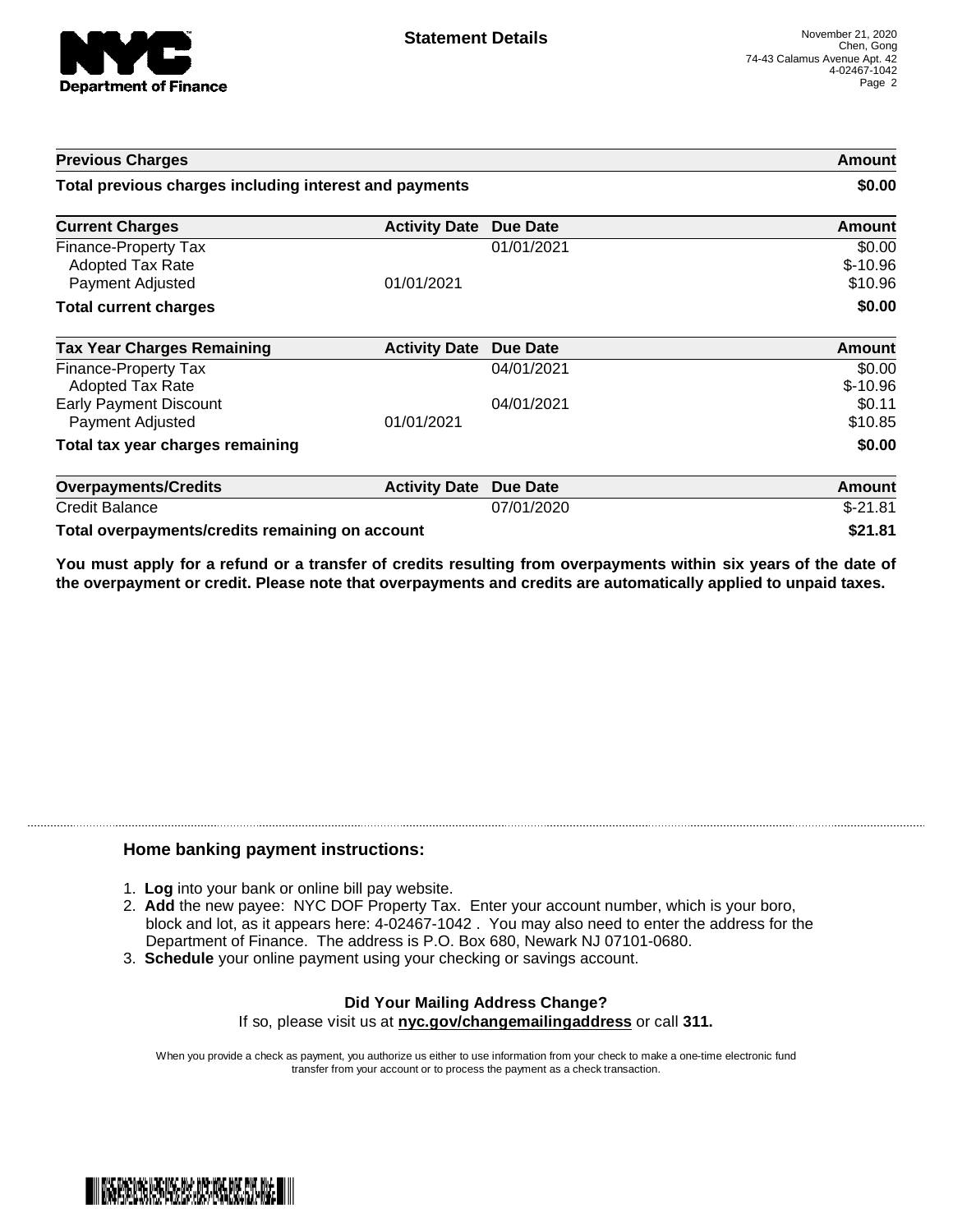**Statement Details**

November 21, 2020
Chen, Gong
74-43 Calamus Avenue Apt. 42
4-02467-1042

| Previous Charges | | | Amount |
|---|---|---|---|
| **Total previous charges including interest and payments** | | | **$0.00** |

| Current Charges | Activity Date | Due Date | Amount |
|---|---|---|---|
| Finance-Property Tax | | 01/01/2021 | $0.00 |
| Adopted Tax Rate | | | $-10.96 |
| Payment Adjusted | 01/01/2021 | | $10.96 |
| **Total current charges** | | | **$0.00** |

| Tax Year Charges Remaining | Activity Date | Due Date | Amount |
|---|---|---|---|
| Finance-Property Tax | | 04/01/2021 | $0.00 |
| Adopted Tax Rate | | | $-10.96 |
| Early Payment Discount | | 04/01/2021 | $0.11 |
| Payment Adjusted | 01/01/2021 | | $10.85 |
| **Total tax year charges remaining** | | | **$0.00** |

| Overpayments/Credits | Activity Date | Due Date | Amount |
|---|---|---|---|
| Credit Balance | | 07/01/2020 | $-21.81 |
| **Total overpayments/credits remaining on account** | | | **$21.81** |

**You must apply for a refund or a transfer of credits resulting from overpayments within six years of the date of the overpayment or credit. Please note that overpayments and credits are automatically applied to unpaid taxes.**

## Home banking payment instructions:

1. **Log** into your bank or online bill pay website.
2. **Add** the new payee: NYC DOF Property Tax. Enter your account number, which is your boro, block and lot, as it appears here: 4-02467-1042 . You may also need to enter the address for the Department of Finance. The address is P.O. Box 680, Newark NJ 07101-0680.
3. **Schedule** your online payment using your checking or savings account.

**Did Your Mailing Address Change?**

If so, please visit us at **nyc.gov/changemailingaddress** or call **311.**

When you provide a check as payment, you authorize us either to use information from your check to make a one-time electronic fund transfer from your account or to process the payment as a check transaction.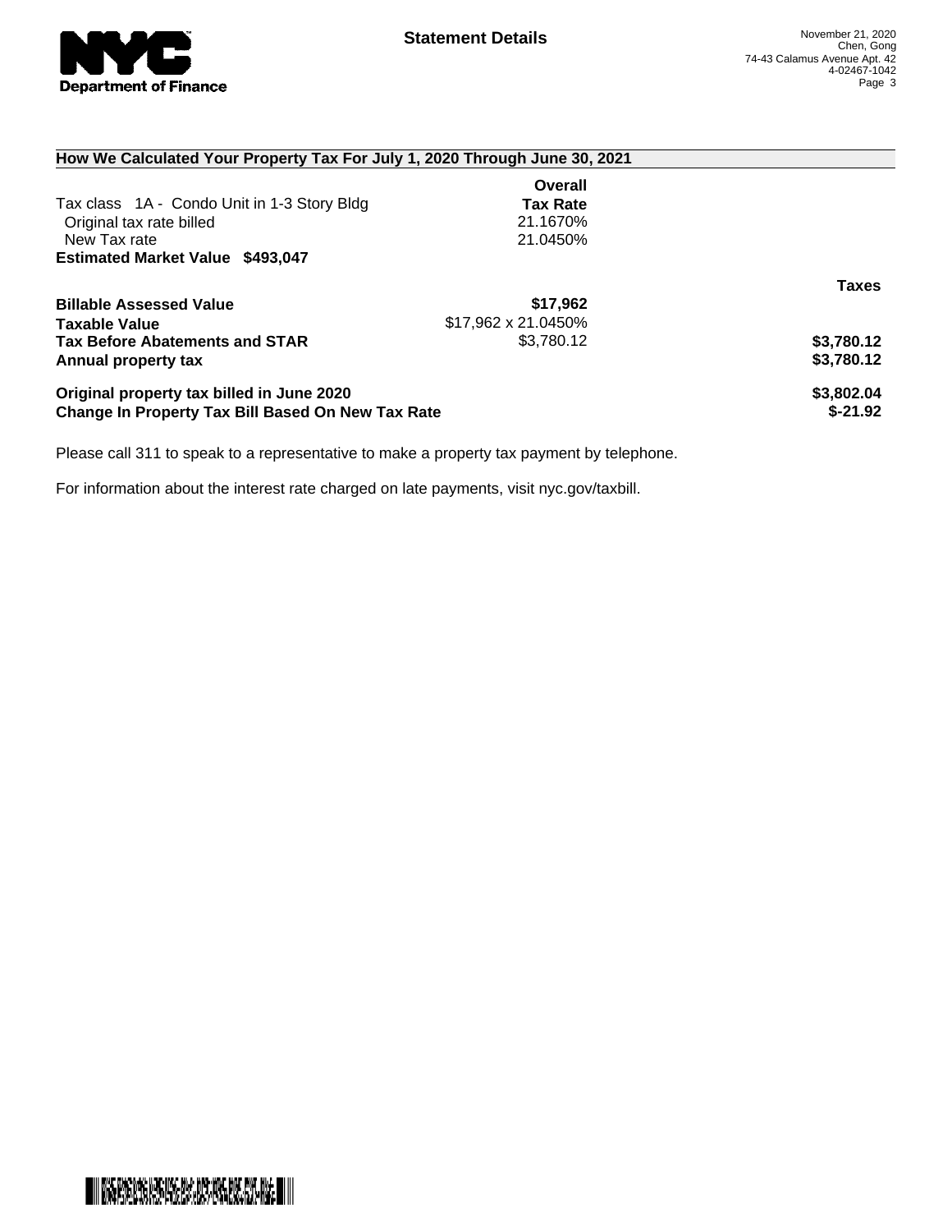# Statement Details

November 21, 2020
Chen, Gong
74-43 Calamus Avenue Apt. 42
4-02467-1042

## How We Calculated Your Property Tax For July 1, 2020 Through June 30, 2021

| | Overall Tax Rate | |
|---|---|---|
| Tax class 1A - Condo Unit in 1-3 Story Bldg | | |
| Original tax rate billed | 21.1670% | |
| New Tax rate | 21.0450% | |
| **Estimated Market Value $493,047** | | |
| | | **Taxes** |
| **Billable Assessed Value** | **$17,962** | |
| **Taxable Value** | $17,962 x 21.0450% | |
| **Tax Before Abatements and STAR** | $3,780.12 | **$3,780.12** |
| **Annual property tax** | | **$3,780.12** |
| **Original property tax billed in June 2020** | | **$3,802.04** |
| **Change In Property Tax Bill Based On New Tax Rate** | | **$-21.92** |

Please call 311 to speak to a representative to make a property tax payment by telephone.

For information about the interest rate charged on late payments, visit nyc.gov/taxbill.